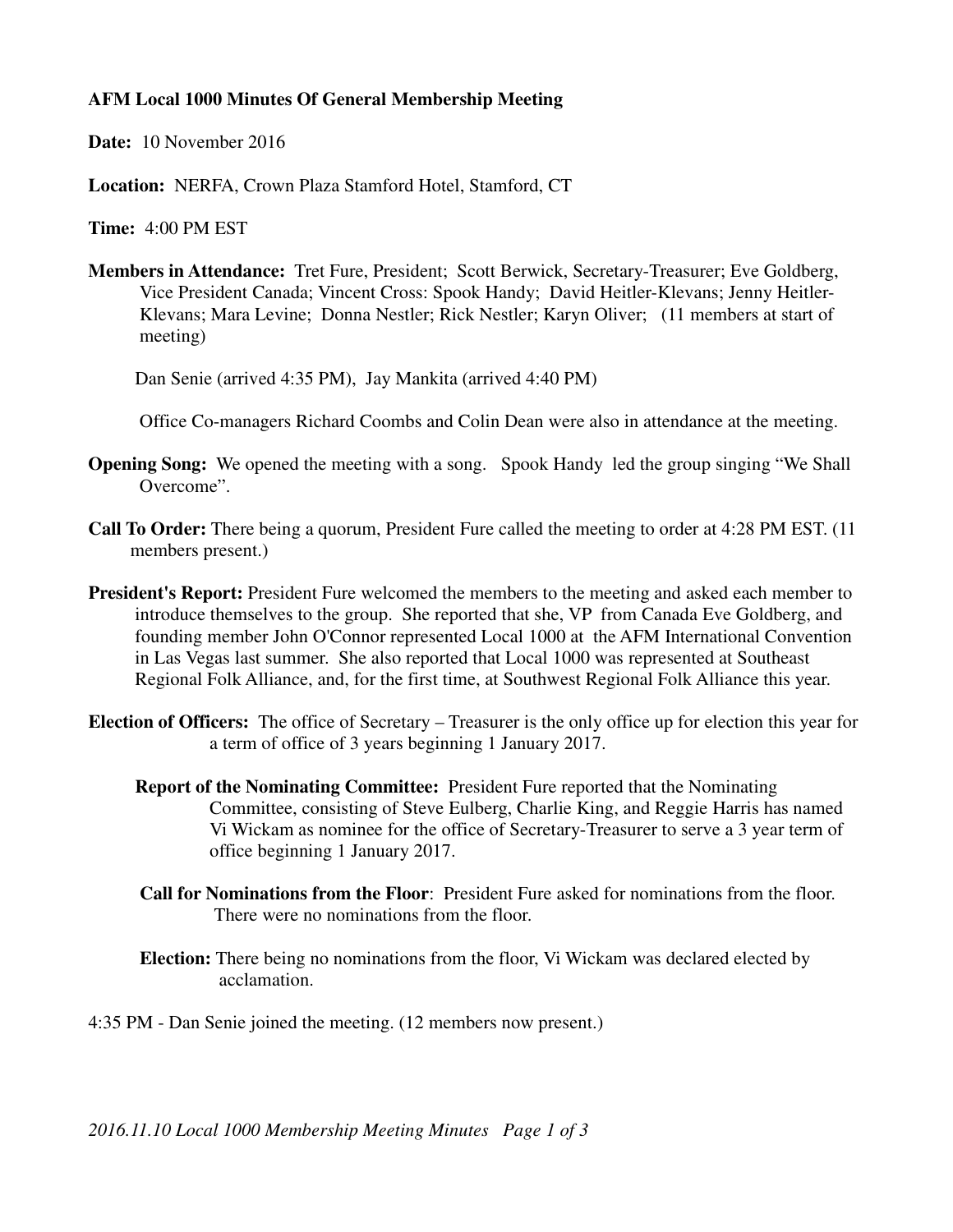**AFM Local 1000 Minutes Of General Membership Meeting**

**Date:** 10 November 2016

**Location:** NERFA, Crown Plaza Stamford Hotel, Stamford, CT

**Time:** 4:00 PM EST

**Members in Attendance:** Tret Fure, President; Scott Berwick, Secretary-Treasurer; Eve Goldberg, Vice President Canada; Vincent Cross: Spook Handy; David Heitler-Klevans; Jenny Heitler-Klevans; Mara Levine; Donna Nestler; Rick Nestler; Karyn Oliver; (11 members at start of meeting)

Dan Senie (arrived 4:35 PM), Jay Mankita (arrived 4:40 PM)

Office Co-managers Richard Coombs and Colin Dean were also in attendance at the meeting.

**Opening Song:** We opened the meeting with a song. Spook Handy led the group singing "We Shall Overcome".

**Call To Order:** There being a quorum, President Fure called the meeting to order at 4:28 PM EST. (11 members present.)

**President's Report:** President Fure welcomed the members to the meeting and asked each member to introduce themselves to the group. She reported that she, VP from Canada Eve Goldberg, and founding member John O'Connor represented Local 1000 at the AFM International Convention in Las Vegas last summer. She also reported that Local 1000 was represented at Southeast Regional Folk Alliance, and, for the first time, at Southwest Regional Folk Alliance this year.

**Election of Officers:** The office of Secretary – Treasurer is the only office up for election this year for a term of office of 3 years beginning 1 January 2017.

**Report of the Nominating Committee:** President Fure reported that the Nominating Committee, consisting of Steve Eulberg, Charlie King, and Reggie Harris has named Vi Wickam as nominee for the office of Secretary-Treasurer to serve a 3 year term of office beginning 1 January 2017.

**Call for Nominations from the Floor**: President Fure asked for nominations from the floor. There were no nominations from the floor.

**Election:** There being no nominations from the floor, Vi Wickam was declared elected by acclamation.

4:35 PM - Dan Senie joined the meeting. (12 members now present.)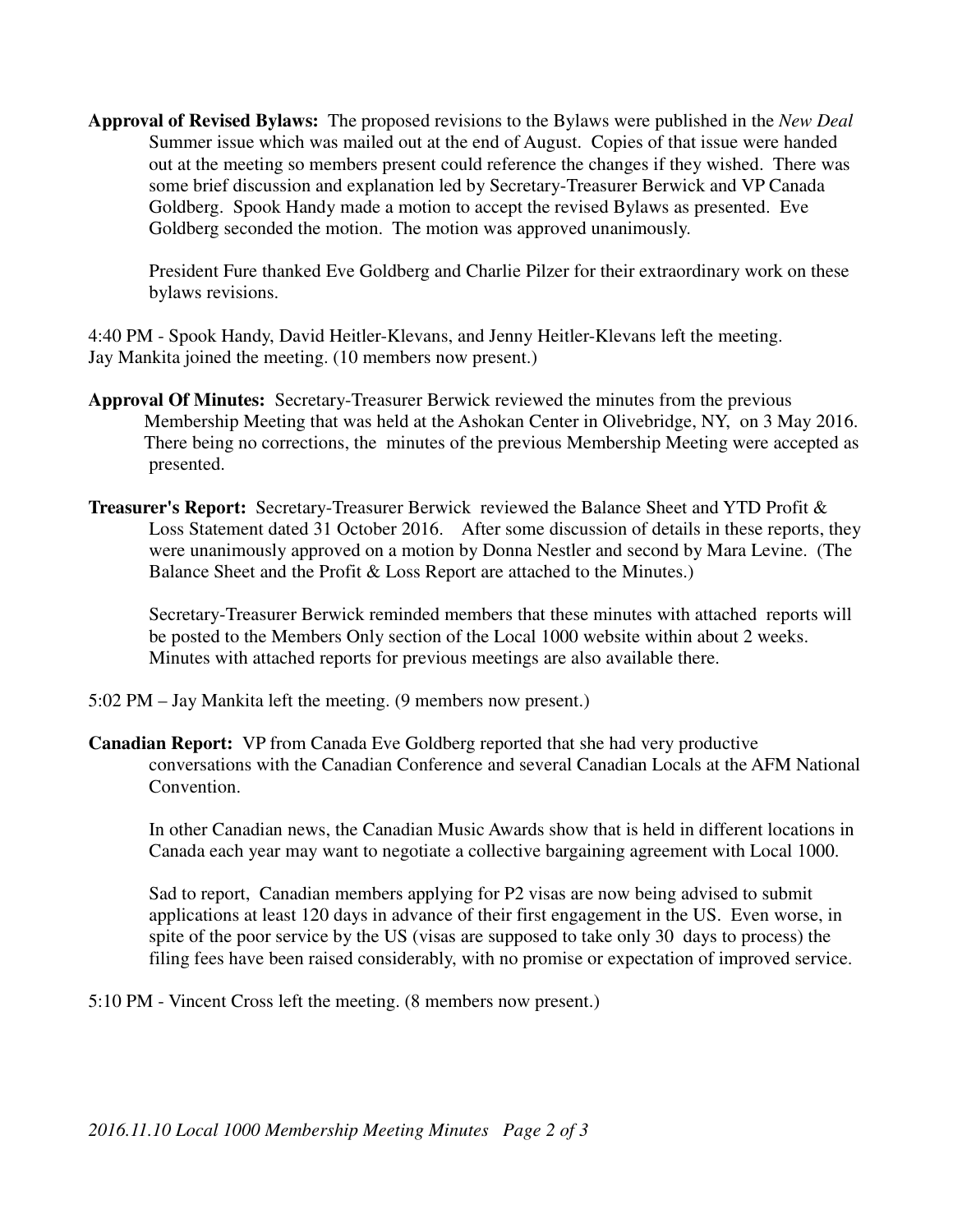**Approval of Revised Bylaws:** The proposed revisions to the Bylaws were published in the *New Deal* Summer issue which was mailed out at the end of August. Copies of that issue were handed out at the meeting so members present could reference the changes if they wished. There was some brief discussion and explanation led by Secretary-Treasurer Berwick and VP Canada Goldberg. Spook Handy made a motion to accept the revised Bylaws as presented. Eve Goldberg seconded the motion. The motion was approved unanimously.

President Fure thanked Eve Goldberg and Charlie Pilzer for their extraordinary work on these bylaws revisions.

4:40 PM - Spook Handy, David Heitler-Klevans, and Jenny Heitler-Klevans left the meeting. Jay Mankita joined the meeting. (10 members now present.)

**Approval Of Minutes:** Secretary-Treasurer Berwick reviewed the minutes from the previous Membership Meeting that was held at the Ashokan Center in Olivebridge, NY, on 3 May 2016. There being no corrections, the minutes of the previous Membership Meeting were accepted as presented.

**Treasurer's Report:** Secretary-Treasurer Berwick reviewed the Balance Sheet and YTD Profit & Loss Statement dated 31 October 2016. After some discussion of details in these reports, they were unanimously approved on a motion by Donna Nestler and second by Mara Levine. (The Balance Sheet and the Profit & Loss Report are attached to the Minutes.)

Secretary-Treasurer Berwick reminded members that these minutes with attached reports will be posted to the Members Only section of the Local 1000 website within about 2 weeks. Minutes with attached reports for previous meetings are also available there.

5:02 PM – Jay Mankita left the meeting. (9 members now present.)

**Canadian Report:** VP from Canada Eve Goldberg reported that she had very productive conversations with the Canadian Conference and several Canadian Locals at the AFM National Convention.

In other Canadian news, the Canadian Music Awards show that is held in different locations in Canada each year may want to negotiate a collective bargaining agreement with Local 1000.

Sad to report, Canadian members applying for P2 visas are now being advised to submit applications at least 120 days in advance of their first engagement in the US. Even worse, in spite of the poor service by the US (visas are supposed to take only 30 days to process) the filing fees have been raised considerably, with no promise or expectation of improved service.

5:10 PM - Vincent Cross left the meeting. (8 members now present.)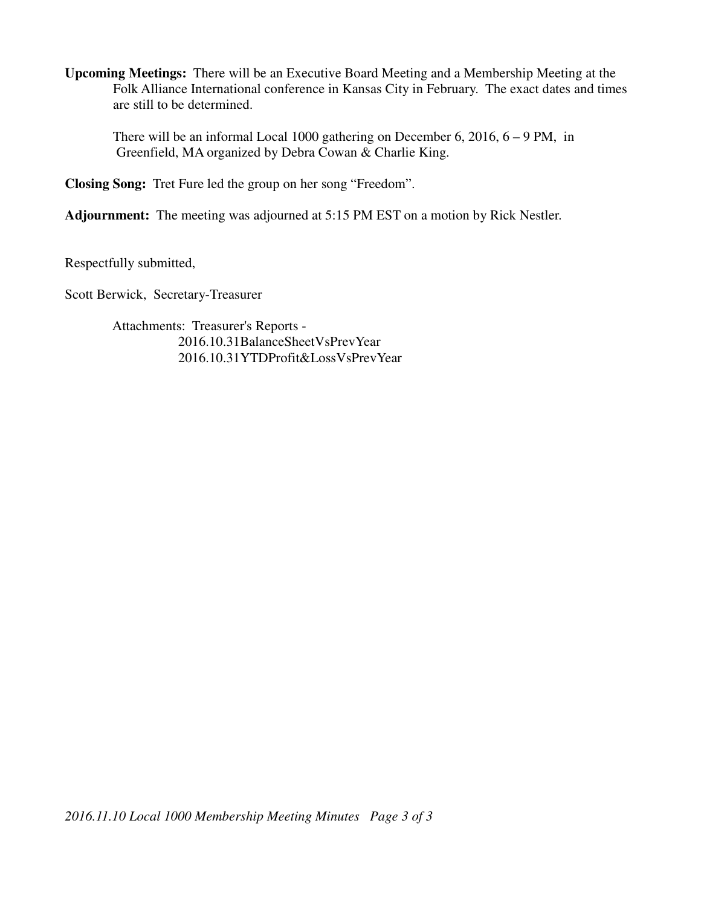**Upcoming Meetings:** There will be an Executive Board Meeting and a Membership Meeting at the Folk Alliance International conference in Kansas City in February. The exact dates and times are still to be determined.

There will be an informal Local 1000 gathering on December 6, 2016, 6 – 9 PM, in Greenfield, MA organized by Debra Cowan & Charlie King.

**Closing Song:** Tret Fure led the group on her song "Freedom".

**Adjournment:** The meeting was adjourned at 5:15 PM EST on a motion by Rick Nestler.

Respectfully submitted,

Scott Berwick, Secretary-Treasurer

Attachments: Treasurer's Reports -
2016.10.31BalanceSheetVsPrevYear
2016.10.31YTDProfit&LossVsPrevYear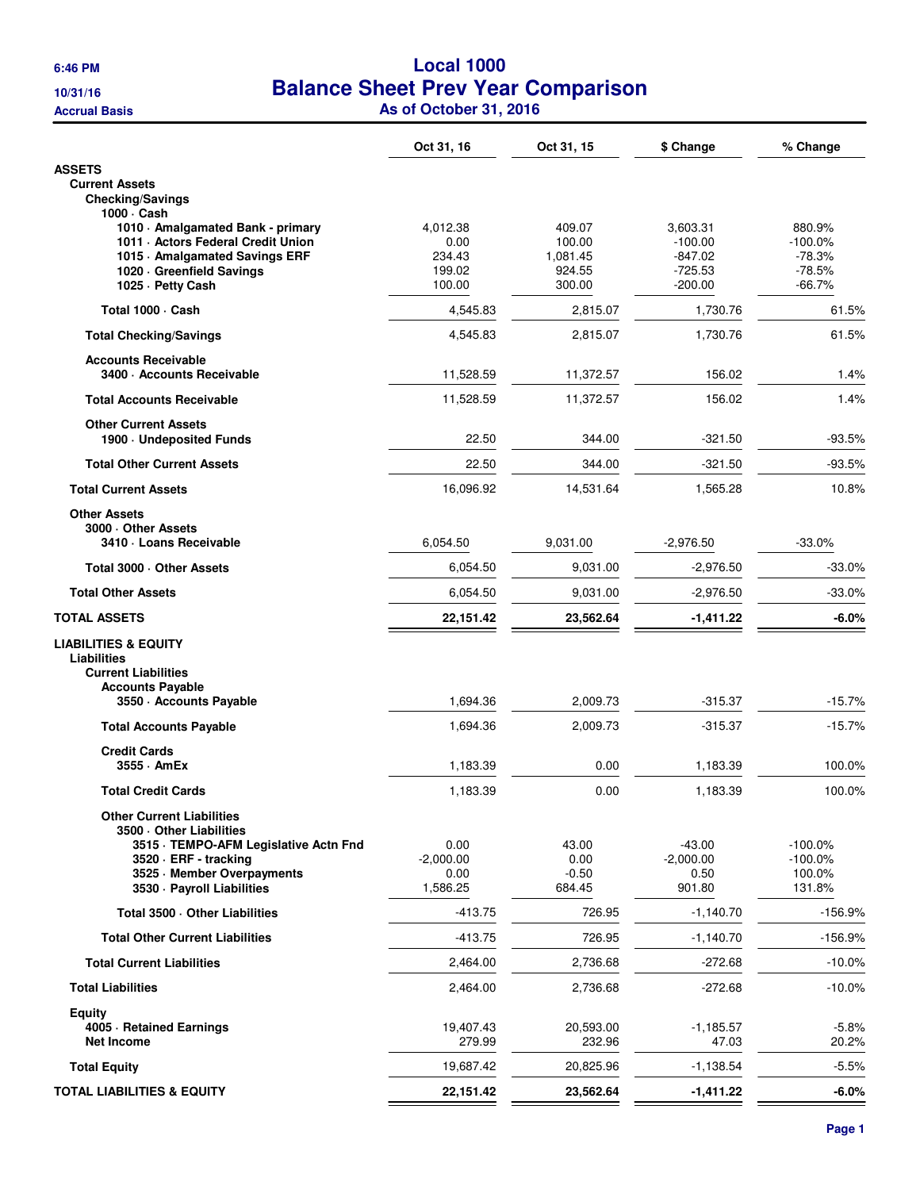# Local 1000
## Balance Sheet Prev Year Comparison
### As of October 31, 2016

6:46 PM
10/31/16
Accrual Basis

| | Oct 31, 16 | Oct 31, 15 | $ Change | % Change |
|---|---|---|---|---|
| **ASSETS** | | | | |
| **Current Assets** | | | | |
| **Checking/Savings** | | | | |
| **1000 · Cash** | | | | |
| **1010 · Amalgamated Bank - primary** | 4,012.38 | 409.07 | 3,603.31 | 880.9% |
| **1011 · Actors Federal Credit Union** | 0.00 | 100.00 | -100.00 | -100.0% |
| **1015 · Amalgamated Savings ERF** | 234.43 | 1,081.45 | -847.02 | -78.3% |
| **1020 · Greenfield Savings** | 199.02 | 924.55 | -725.53 | -78.5% |
| **1025 · Petty Cash** | 100.00 | 300.00 | -200.00 | -66.7% |
| **Total 1000 · Cash** | 4,545.83 | 2,815.07 | 1,730.76 | 61.5% |
| **Total Checking/Savings** | 4,545.83 | 2,815.07 | 1,730.76 | 61.5% |
| **Accounts Receivable** | | | | |
| **3400 · Accounts Receivable** | 11,528.59 | 11,372.57 | 156.02 | 1.4% |
| **Total Accounts Receivable** | 11,528.59 | 11,372.57 | 156.02 | 1.4% |
| **Other Current Assets** | | | | |
| **1900 · Undeposited Funds** | 22.50 | 344.00 | -321.50 | -93.5% |
| **Total Other Current Assets** | 22.50 | 344.00 | -321.50 | -93.5% |
| **Total Current Assets** | 16,096.92 | 14,531.64 | 1,565.28 | 10.8% |
| **Other Assets** | | | | |
| **3000 · Other Assets** | | | | |
| **3410 · Loans Receivable** | 6,054.50 | 9,031.00 | -2,976.50 | -33.0% |
| **Total 3000 · Other Assets** | 6,054.50 | 9,031.00 | -2,976.50 | -33.0% |
| **Total Other Assets** | 6,054.50 | 9,031.00 | -2,976.50 | -33.0% |
| **TOTAL ASSETS** | **22,151.42** | **23,562.64** | **-1,411.22** | **-6.0%** |
| **LIABILITIES & EQUITY** | | | | |
| **Liabilities** | | | | |
| **Current Liabilities** | | | | |
| **Accounts Payable** | | | | |
| **3550 · Accounts Payable** | 1,694.36 | 2,009.73 | -315.37 | -15.7% |
| **Total Accounts Payable** | 1,694.36 | 2,009.73 | -315.37 | -15.7% |
| **Credit Cards** | | | | |
| **3555 · AmEx** | 1,183.39 | 0.00 | 1,183.39 | 100.0% |
| **Total Credit Cards** | 1,183.39 | 0.00 | 1,183.39 | 100.0% |
| **Other Current Liabilities** | | | | |
| **3500 · Other Liabilities** | | | | |
| **3515 · TEMPO-AFM Legislative Actn Fnd** | 0.00 | 43.00 | -43.00 | -100.0% |
| **3520 · ERF - tracking** | -2,000.00 | 0.00 | -2,000.00 | -100.0% |
| **3525 · Member Overpayments** | 0.00 | -0.50 | 0.50 | 100.0% |
| **3530 · Payroll Liabilities** | 1,586.25 | 684.45 | 901.80 | 131.8% |
| **Total 3500 · Other Liabilities** | -413.75 | 726.95 | -1,140.70 | -156.9% |
| **Total Other Current Liabilities** | -413.75 | 726.95 | -1,140.70 | -156.9% |
| **Total Current Liabilities** | 2,464.00 | 2,736.68 | -272.68 | -10.0% |
| **Total Liabilities** | 2,464.00 | 2,736.68 | -272.68 | -10.0% |
| **Equity** | | | | |
| **4005 · Retained Earnings** | 19,407.43 | 20,593.00 | -1,185.57 | -5.8% |
| **Net Income** | 279.99 | 232.96 | 47.03 | 20.2% |
| **Total Equity** | 19,687.42 | 20,825.96 | -1,138.54 | -5.5% |
| **TOTAL LIABILITIES & EQUITY** | **22,151.42** | **23,562.64** | **-1,411.22** | **-6.0%** |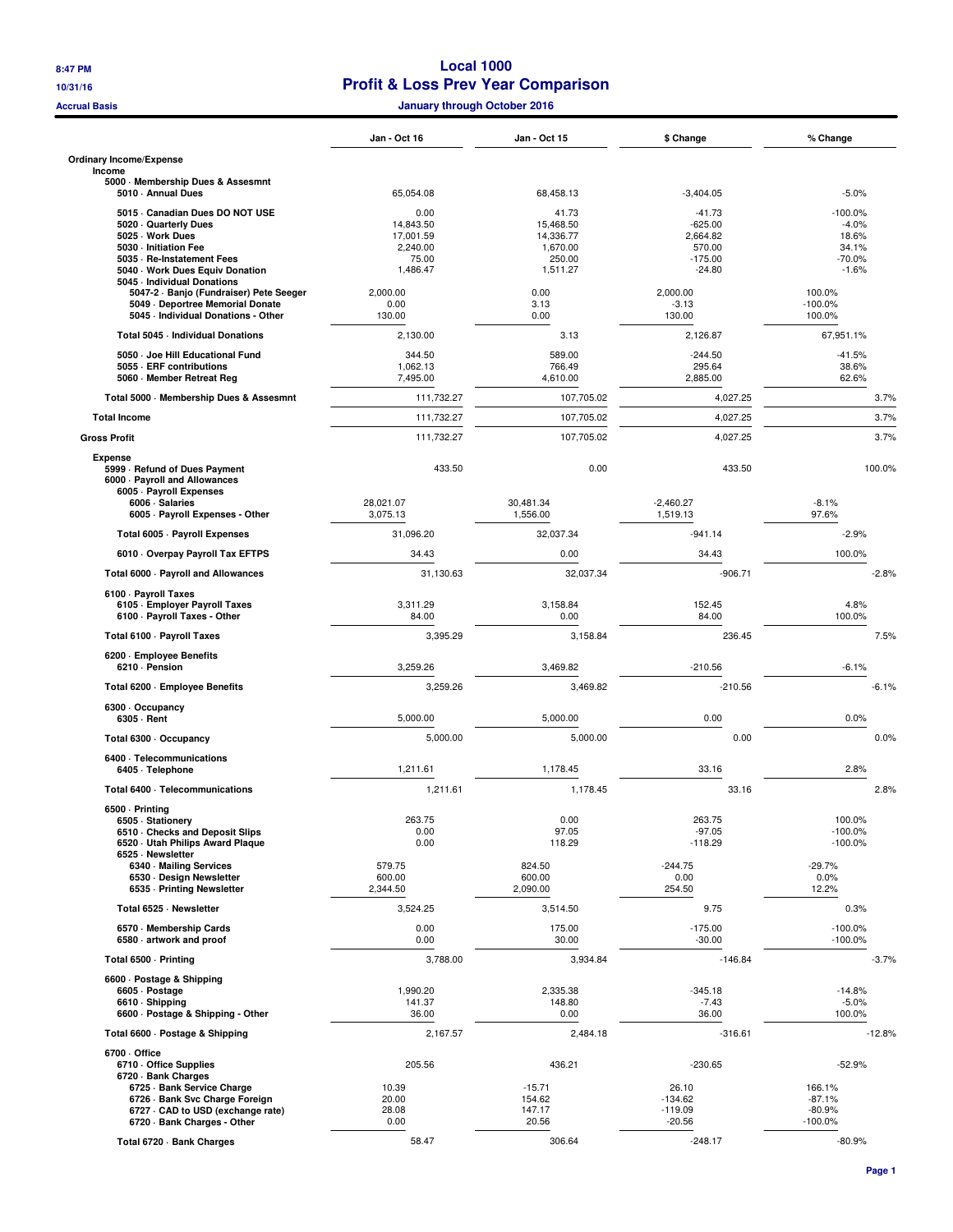# Local 1000

## Profit & Loss Prev Year Comparison

**Accrual Basis** — **January through October 2016**

8:47 PM
10/31/16

| | Jan - Oct 16 | Jan - Oct 15 | $ Change | % Change |
|---|---|---|---|---|
| **Ordinary Income/Expense** | | | | |
| **Income** | | | | |
| **5000 · Membership Dues & Assesmnt** | | | | |
| **5010 · Annual Dues** | 65,054.08 | 68,458.13 | -3,404.05 | -5.0% |
| **5015 · Canadian Dues DO NOT USE** | 0.00 | 41.73 | -41.73 | -100.0% |
| **5020 · Quarterly Dues** | 14,843.50 | 15,468.50 | -625.00 | -4.0% |
| **5025 · Work Dues** | 17,001.59 | 14,336.77 | 2,664.82 | 18.6% |
| **5030 · Initiation Fee** | 2,240.00 | 1,670.00 | 570.00 | 34.1% |
| **5035 · Re-Instatement Fees** | 75.00 | 250.00 | -175.00 | -70.0% |
| **5040 · Work Dues Equiv Donation** | 1,486.47 | 1,511.27 | -24.80 | -1.6% |
| **5045 · Individual Donations** | | | | |
| **5047-2 · Banjo (Fundraiser) Pete Seeger** | 2,000.00 | 0.00 | 2,000.00 | 100.0% |
| **5049 · Deportree Memorial Donate** | 0.00 | 3.13 | -3.13 | -100.0% |
| **5045 · Individual Donations - Other** | 130.00 | 0.00 | 130.00 | 100.0% |
| **Total 5045 · Individual Donations** | 2,130.00 | 3.13 | 2,126.87 | 67,951.1% |
| **5050 · Joe Hill Educational Fund** | 344.50 | 589.00 | -244.50 | -41.5% |
| **5055 · ERF contributions** | 1,062.13 | 766.49 | 295.64 | 38.6% |
| **5060 · Member Retreat Reg** | 7,495.00 | 4,610.00 | 2,885.00 | 62.6% |
| **Total 5000 · Membership Dues & Assesmnt** | 111,732.27 | 107,705.02 | 4,027.25 | 3.7% |
| **Total Income** | 111,732.27 | 107,705.02 | 4,027.25 | 3.7% |
| **Gross Profit** | 111,732.27 | 107,705.02 | 4,027.25 | 3.7% |
| **Expense** | | | | |
| **5999 · Refund of Dues Payment** | 433.50 | 0.00 | 433.50 | 100.0% |
| **6000 · Payroll and Allowances** | | | | |
| **6005 · Payroll Expenses** | | | | |
| **6006 · Salaries** | 28,021.07 | 30,481.34 | -2,460.27 | -8.1% |
| **6005 · Payroll Expenses - Other** | 3,075.13 | 1,556.00 | 1,519.13 | 97.6% |
| **Total 6005 · Payroll Expenses** | 31,096.20 | 32,037.34 | -941.14 | -2.9% |
| **6010 · Overpay Payroll Tax EFTPS** | 34.43 | 0.00 | 34.43 | 100.0% |
| **Total 6000 · Payroll and Allowances** | 31,130.63 | 32,037.34 | -906.71 | -2.8% |
| **6100 · Payroll Taxes** | | | | |
| **6105 · Employer Payroll Taxes** | 3,311.29 | 3,158.84 | 152.45 | 4.8% |
| **6100 · Payroll Taxes - Other** | 84.00 | 0.00 | 84.00 | 100.0% |
| **Total 6100 · Payroll Taxes** | 3,395.29 | 3,158.84 | 236.45 | 7.5% |
| **6200 · Employee Benefits** | | | | |
| **6210 · Pension** | 3,259.26 | 3,469.82 | -210.56 | -6.1% |
| **Total 6200 · Employee Benefits** | 3,259.26 | 3,469.82 | -210.56 | -6.1% |
| **6300 · Occupancy** | | | | |
| **6305 · Rent** | 5,000.00 | 5,000.00 | 0.00 | 0.0% |
| **Total 6300 · Occupancy** | 5,000.00 | 5,000.00 | 0.00 | 0.0% |
| **6400 · Telecommunications** | | | | |
| **6405 · Telephone** | 1,211.61 | 1,178.45 | 33.16 | 2.8% |
| **Total 6400 · Telecommunications** | 1,211.61 | 1,178.45 | 33.16 | 2.8% |
| **6500 · Printing** | | | | |
| **6505 · Stationery** | 263.75 | 0.00 | 263.75 | 100.0% |
| **6510 · Checks and Deposit Slips** | 0.00 | 97.05 | -97.05 | -100.0% |
| **6520 · Utah Philips Award Plaque** | 0.00 | 118.29 | -118.29 | -100.0% |
| **6525 · Newsletter** | | | | |
| **6340 · Mailing Services** | 579.75 | 824.50 | -244.75 | -29.7% |
| **6530 · Design Newsletter** | 600.00 | 600.00 | 0.00 | 0.0% |
| **6535 · Printing Newsletter** | 2,344.50 | 2,090.00 | 254.50 | 12.2% |
| **Total 6525 · Newsletter** | 3,524.25 | 3,514.50 | 9.75 | 0.3% |
| **6570 · Membership Cards** | 0.00 | 175.00 | -175.00 | -100.0% |
| **6580 · artwork and proof** | 0.00 | 30.00 | -30.00 | -100.0% |
| **Total 6500 · Printing** | 3,788.00 | 3,934.84 | -146.84 | -3.7% |
| **6600 · Postage & Shipping** | | | | |
| **6605 · Postage** | 1,990.20 | 2,335.38 | -345.18 | -14.8% |
| **6610 · Shipping** | 141.37 | 148.80 | -7.43 | -5.0% |
| **6600 · Postage & Shipping - Other** | 36.00 | 0.00 | 36.00 | 100.0% |
| **Total 6600 · Postage & Shipping** | 2,167.57 | 2,484.18 | -316.61 | -12.8% |
| **6700 · Office** | | | | |
| **6710 · Office Supplies** | 205.56 | 436.21 | -230.65 | -52.9% |
| **6720 · Bank Charges** | | | | |
| **6725 · Bank Service Charge** | 10.39 | -15.71 | 26.10 | 166.1% |
| **6726 · Bank Svc Charge Foreign** | 20.00 | 154.62 | -134.62 | -87.1% |
| **6727 · CAD to USD (exchange rate)** | 28.08 | 147.17 | -119.09 | -80.9% |
| **6720 · Bank Charges - Other** | 0.00 | 20.56 | -20.56 | -100.0% |
| **Total 6720 · Bank Charges** | 58.47 | 306.64 | -248.17 | -80.9% |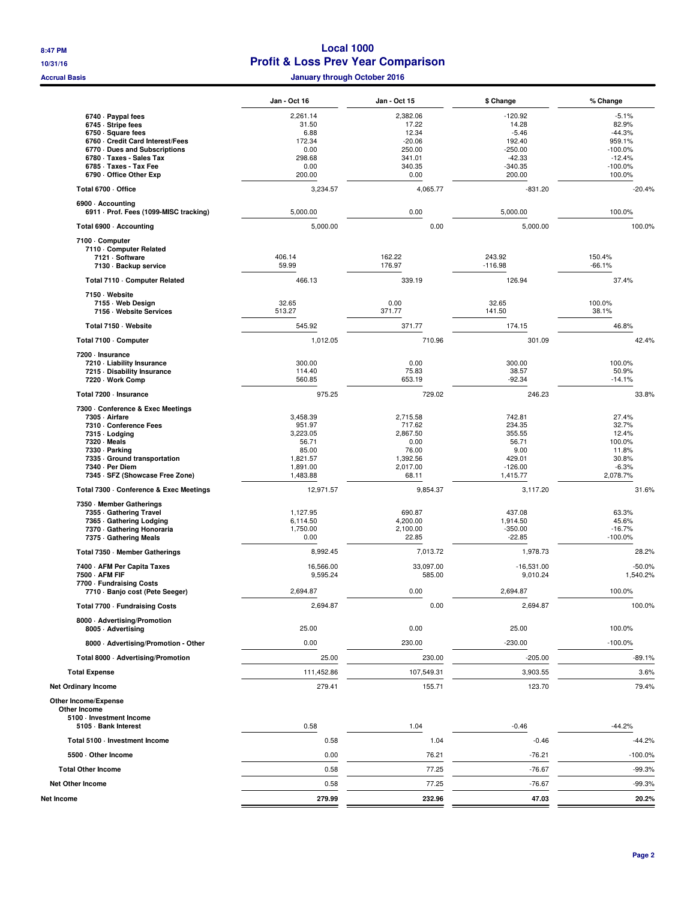# Local 1000

## Profit & Loss Prev Year Comparison

**Accrual Basis** — **January through October 2016**

8:47 PM
10/31/16

| | Jan - Oct 16 | Jan - Oct 15 | $ Change | % Change |
|---|---|---|---|---|
| 6740 · Paypal fees | 2,261.14 | 2,382.06 | -120.92 | -5.1% |
| 6745 · Stripe fees | 31.50 | 17.22 | 14.28 | 82.9% |
| 6750 · Square fees | 6.88 | 12.34 | -5.46 | -44.3% |
| 6760 · Credit Card Interest/Fees | 172.34 | -20.06 | 192.40 | 959.1% |
| 6770 · Dues and Subscriptions | 0.00 | 250.00 | -250.00 | -100.0% |
| 6780 · Taxes - Sales Tax | 298.68 | 341.01 | -42.33 | -12.4% |
| 6785 · Taxes - Tax Fee | 0.00 | 340.35 | -340.35 | -100.0% |
| 6790 · Office Other Exp | 200.00 | 0.00 | 200.00 | 100.0% |
| **Total 6700 · Office** | 3,234.57 | 4,065.77 | -831.20 | -20.4% |
| **6900 · Accounting** | | | | |
| 6911 · Prof. Fees (1099-MISC tracking) | 5,000.00 | 0.00 | 5,000.00 | 100.0% |
| **Total 6900 · Accounting** | 5,000.00 | 0.00 | 5,000.00 | 100.0% |
| **7100 · Computer** | | | | |
| 7110 · Computer Related | | | | |
| 7121 · Software | 406.14 | 162.22 | 243.92 | 150.4% |
| 7130 · Backup service | 59.99 | 176.97 | -116.98 | -66.1% |
| **Total 7110 · Computer Related** | 466.13 | 339.19 | 126.94 | 37.4% |
| 7150 · Website | | | | |
| 7155 · Web Design | 32.65 | 0.00 | 32.65 | 100.0% |
| 7156 · Website Services | 513.27 | 371.77 | 141.50 | 38.1% |
| **Total 7150 · Website** | 545.92 | 371.77 | 174.15 | 46.8% |
| **Total 7100 · Computer** | 1,012.05 | 710.96 | 301.09 | 42.4% |
| **7200 · Insurance** | | | | |
| 7210 · Liability Insurance | 300.00 | 0.00 | 300.00 | 100.0% |
| 7215 · Disability Insurance | 114.40 | 75.83 | 38.57 | 50.9% |
| 7220 · Work Comp | 560.85 | 653.19 | -92.34 | -14.1% |
| **Total 7200 · Insurance** | 975.25 | 729.02 | 246.23 | 33.8% |
| **7300 · Conference & Exec Meetings** | | | | |
| 7305 · Airfare | 3,458.39 | 2,715.58 | 742.81 | 27.4% |
| 7310 · Conference Fees | 951.97 | 717.62 | 234.35 | 32.7% |
| 7315 · Lodging | 3,223.05 | 2,867.50 | 355.55 | 12.4% |
| 7320 · Meals | 56.71 | 0.00 | 56.71 | 100.0% |
| 7330 · Parking | 85.00 | 76.00 | 9.00 | 11.8% |
| 7335 · Ground transportation | 1,821.57 | 1,392.56 | 429.01 | 30.8% |
| 7340 · Per Diem | 1,891.00 | 2,017.00 | -126.00 | -6.3% |
| 7345 · SFZ (Showcase Free Zone) | 1,483.88 | 68.11 | 1,415.77 | 2,078.7% |
| **Total 7300 · Conference & Exec Meetings** | 12,971.57 | 9,854.37 | 3,117.20 | 31.6% |
| **7350 · Member Gatherings** | | | | |
| 7355 · Gathering Travel | 1,127.95 | 690.87 | 437.08 | 63.3% |
| 7365 · Gathering Lodging | 6,114.50 | 4,200.00 | 1,914.50 | 45.6% |
| 7370 · Gathering Honoraria | 1,750.00 | 2,100.00 | -350.00 | -16.7% |
| 7375 · Gathering Meals | 0.00 | 22.85 | -22.85 | -100.0% |
| **Total 7350 · Member Gatherings** | 8,992.45 | 7,013.72 | 1,978.73 | 28.2% |
| **7400 · AFM Per Capita Taxes** | 16,566.00 | 33,097.00 | -16,531.00 | -50.0% |
| **7500 · AFM FIF** | 9,595.24 | 585.00 | 9,010.24 | 1,540.2% |
| **7700 · Fundraising Costs** | | | | |
| 7710 · Banjo cost (Pete Seeger) | 2,694.87 | 0.00 | 2,694.87 | 100.0% |
| **Total 7700 · Fundraising Costs** | 2,694.87 | 0.00 | 2,694.87 | 100.0% |
| **8000 · Advertising/Promotion** | | | | |
| 8005 · Advertising | 25.00 | 0.00 | 25.00 | 100.0% |
| 8000 · Advertising/Promotion - Other | 0.00 | 230.00 | -230.00 | -100.0% |
| **Total 8000 · Advertising/Promotion** | 25.00 | 230.00 | -205.00 | -89.1% |
| **Total Expense** | 111,452.86 | 107,549.31 | 3,903.55 | 3.6% |
| **Net Ordinary Income** | 279.41 | 155.71 | 123.70 | 79.4% |
| **Other Income/Expense** | | | | |
| **Other Income** | | | | |
| 5100 · Investment Income | | | | |
| 5105 · Bank Interest | 0.58 | 1.04 | -0.46 | -44.2% |
| **Total 5100 · Investment Income** | 0.58 | 1.04 | -0.46 | -44.2% |
| 5500 · Other Income | 0.00 | 76.21 | -76.21 | -100.0% |
| **Total Other Income** | 0.58 | 77.25 | -76.67 | -99.3% |
| **Net Other Income** | 0.58 | 77.25 | -76.67 | -99.3% |
| **Net Income** | **279.99** | **232.96** | **47.03** | **20.2%** |